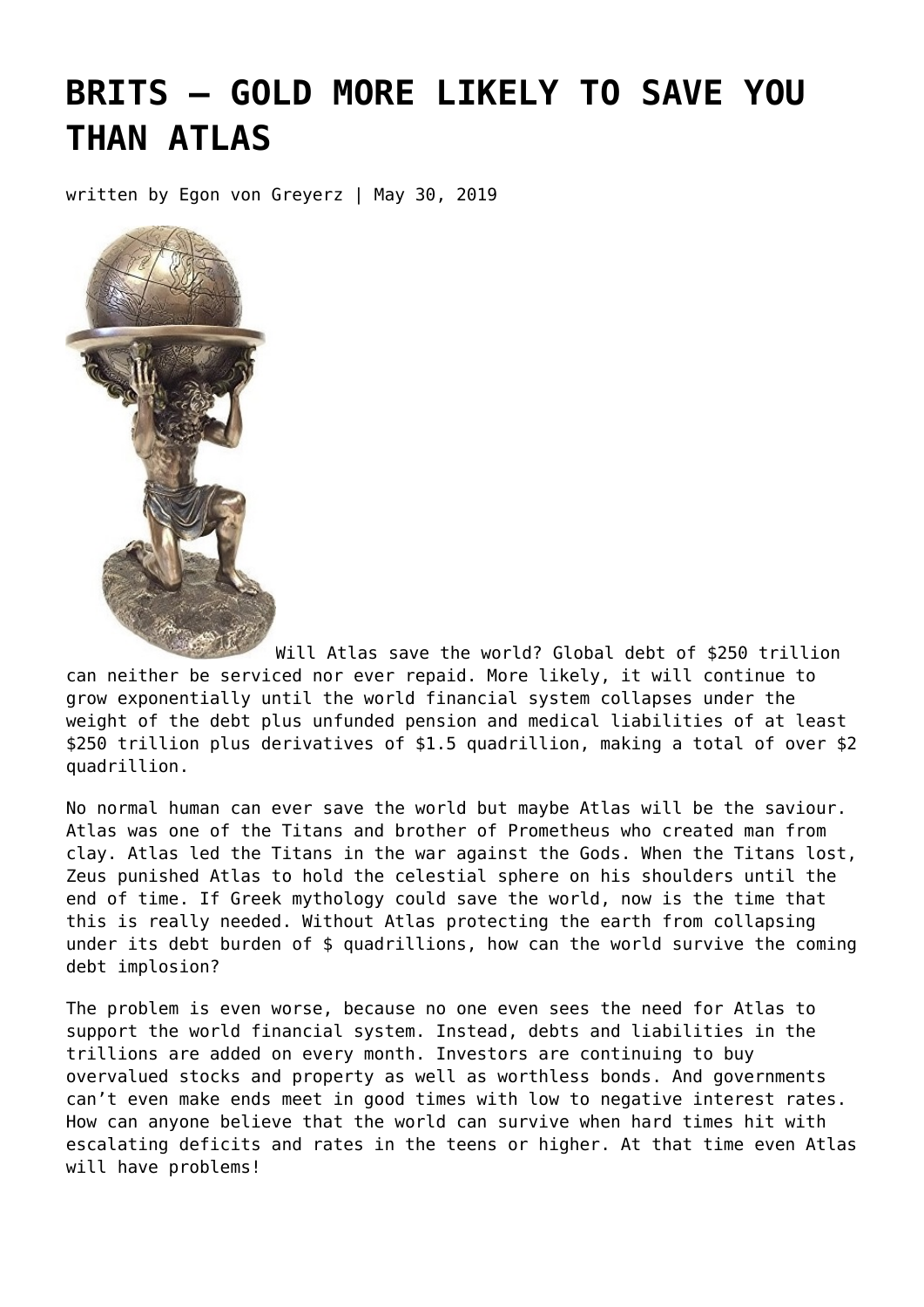# BRITS – GOLD MORE LIKELY TO SAVE YOU THAN ATLAS

written by Egon von Greyerz | May 30, 2019

Will Atlas save the world? Global debt of $250 trillion can neither be serviced nor ever repaid. More likely, it will continue to grow exponentially until the world financial system collapses under the weight of the debt plus unfunded pension and medical liabilities of at least $250 trillion plus derivatives of $1.5 quadrillion, making a total of over $2 quadrillion.

No normal human can ever save the world but maybe Atlas will be the saviour. Atlas was one of the Titans and brother of Prometheus who created man from clay. Atlas led the Titans in the war against the Gods. When the Titans lost, Zeus punished Atlas to hold the celestial sphere on his shoulders until the end of time. If Greek mythology could save the world, now is the time that this is really needed. Without Atlas protecting the earth from collapsing under its debt burden of $ quadrillions, how can the world survive the coming debt implosion?

The problem is even worse, because no one even sees the need for Atlas to support the world financial system. Instead, debts and liabilities in the trillions are added on every month. Investors are continuing to buy overvalued stocks and property as well as worthless bonds. And governments can't even make ends meet in good times with low to negative interest rates. How can anyone believe that the world can survive when hard times hit with escalating deficits and rates in the teens or higher. At that time even Atlas will have problems!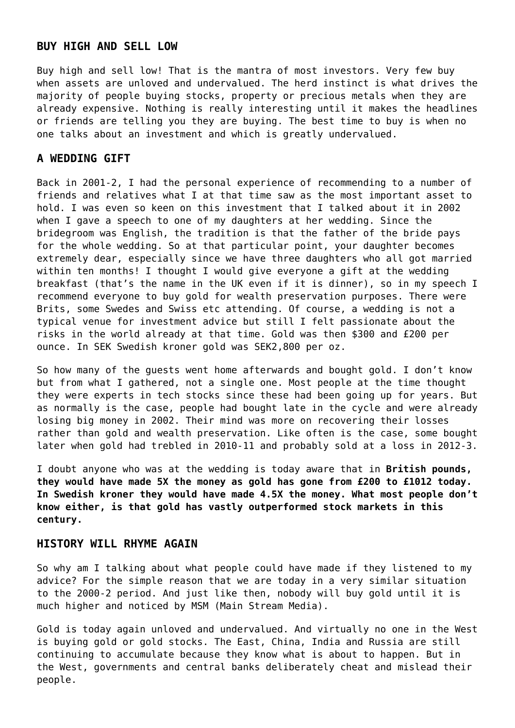## BUY HIGH AND SELL LOW

Buy high and sell low! That is the mantra of most investors. Very few buy when assets are unloved and undervalued. The herd instinct is what drives the majority of people buying stocks, property or precious metals when they are already expensive. Nothing is really interesting until it makes the headlines or friends are telling you they are buying. The best time to buy is when no one talks about an investment and which is greatly undervalued.

## A WEDDING GIFT

Back in 2001-2, I had the personal experience of recommending to a number of friends and relatives what I at that time saw as the most important asset to hold. I was even so keen on this investment that I talked about it in 2002 when I gave a speech to one of my daughters at her wedding. Since the bridegroom was English, the tradition is that the father of the bride pays for the whole wedding. So at that particular point, your daughter becomes extremely dear, especially since we have three daughters who all got married within ten months! I thought I would give everyone a gift at the wedding breakfast (that's the name in the UK even if it is dinner), so in my speech I recommend everyone to buy gold for wealth preservation purposes. There were Brits, some Swedes and Swiss etc attending. Of course, a wedding is not a typical venue for investment advice but still I felt passionate about the risks in the world already at that time. Gold was then $300 and £200 per ounce. In SEK Swedish kroner gold was SEK2,800 per oz.

So how many of the guests went home afterwards and bought gold. I don't know but from what I gathered, not a single one. Most people at the time thought they were experts in tech stocks since these had been going up for years. But as normally is the case, people had bought late in the cycle and were already losing big money in 2002. Their mind was more on recovering their losses rather than gold and wealth preservation. Like often is the case, some bought later when gold had trebled in 2010-11 and probably sold at a loss in 2012-3.

I doubt anyone who was at the wedding is today aware that in **British pounds, they would have made 5X the money as gold has gone from £200 to £1012 today. In Swedish kroner they would have made 4.5X the money. What most people don't know either, is that gold has vastly outperformed stock markets in this century.**

## HISTORY WILL RHYME AGAIN

So why am I talking about what people could have made if they listened to my advice? For the simple reason that we are today in a very similar situation to the 2000-2 period. And just like then, nobody will buy gold until it is much higher and noticed by MSM (Main Stream Media).

Gold is today again unloved and undervalued. And virtually no one in the West is buying gold or gold stocks. The East, China, India and Russia are still continuing to accumulate because they know what is about to happen. But in the West, governments and central banks deliberately cheat and mislead their people.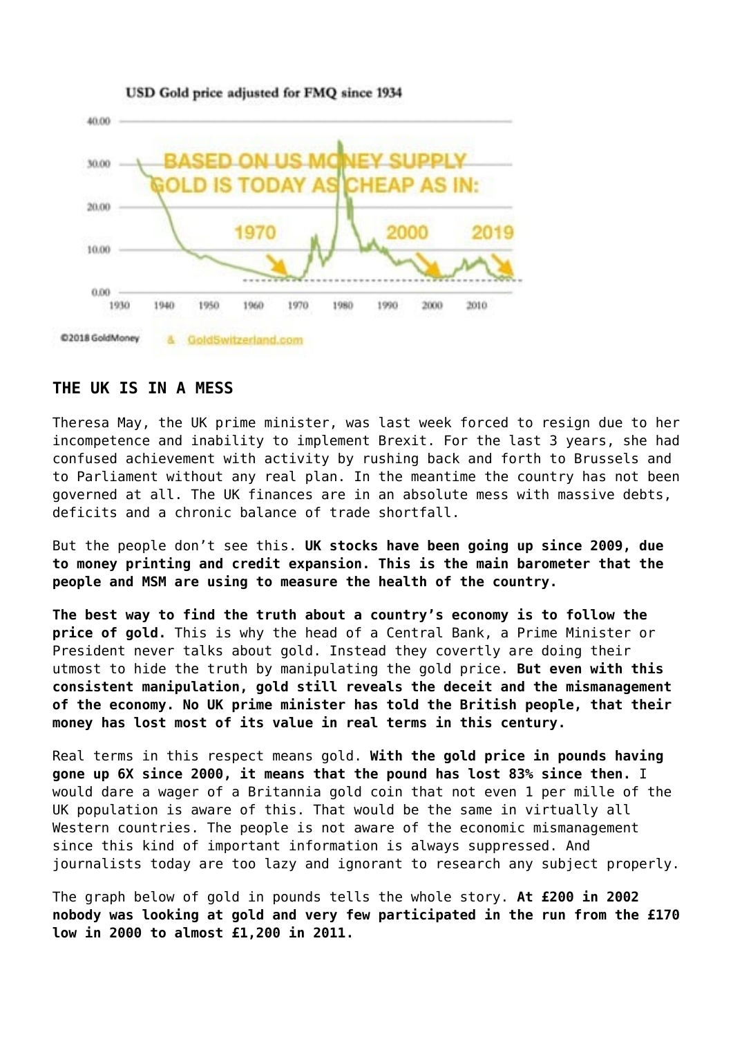## THE UK IS IN A MESS

Theresa May, the UK prime minister, was last week forced to resign due to her incompetence and inability to implement Brexit. For the last 3 years, she had confused achievement with activity by rushing back and forth to Brussels and to Parliament without any real plan. In the meantime the country has not been governed at all. The UK finances are in an absolute mess with massive debts, deficits and a chronic balance of trade shortfall.

But the people don't see this. **UK stocks have been going up since 2009, due to money printing and credit expansion. This is the main barometer that the people and MSM are using to measure the health of the country.**

**The best way to find the truth about a country's economy is to follow the price of gold.** This is why the head of a Central Bank, a Prime Minister or President never talks about gold. Instead they covertly are doing their utmost to hide the truth by manipulating the gold price. **But even with this consistent manipulation, gold still reveals the deceit and the mismanagement of the economy. No UK prime minister has told the British people, that their money has lost most of its value in real terms in this century.**

Real terms in this respect means gold. **With the gold price in pounds having gone up 6X since 2000, it means that the pound has lost 83% since then.** I would dare a wager of a Britannia gold coin that not even 1 per mille of the UK population is aware of this. That would be the same in virtually all Western countries. The people is not aware of the economic mismanagement since this kind of important information is always suppressed. And journalists today are too lazy and ignorant to research any subject properly.

The graph below of gold in pounds tells the whole story. **At £200 in 2002 nobody was looking at gold and very few participated in the run from the £170 low in 2000 to almost £1,200 in 2011.**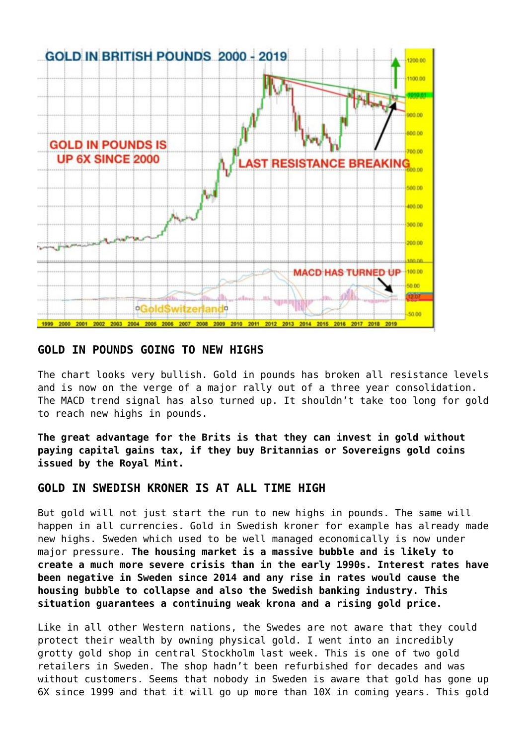## GOLD IN POUNDS GOING TO NEW HIGHS

The chart looks very bullish. Gold in pounds has broken all resistance levels and is now on the verge of a major rally out of a three year consolidation. The MACD trend signal has also turned up. It shouldn't take too long for gold to reach new highs in pounds.

**The great advantage for the Brits is that they can invest in gold without paying capital gains tax, if they buy Britannias or Sovereigns gold coins issued by the Royal Mint.**

## GOLD IN SWEDISH KRONER IS AT ALL TIME HIGH

But gold will not just start the run to new highs in pounds. The same will happen in all currencies. Gold in Swedish kroner for example has already made new highs. Sweden which used to be well managed economically is now under major pressure. **The housing market is a massive bubble and is likely to create a much more severe crisis than in the early 1990s. Interest rates have been negative in Sweden since 2014 and any rise in rates would cause the housing bubble to collapse and also the Swedish banking industry. This situation guarantees a continuing weak krona and a rising gold price.**

Like in all other Western nations, the Swedes are not aware that they could protect their wealth by owning physical gold. I went into an incredibly grotty gold shop in central Stockholm last week. This is one of two gold retailers in Sweden. The shop hadn't been refurbished for decades and was without customers. Seems that nobody in Sweden is aware that gold has gone up 6X since 1999 and that it will go up more than 10X in coming years. This gold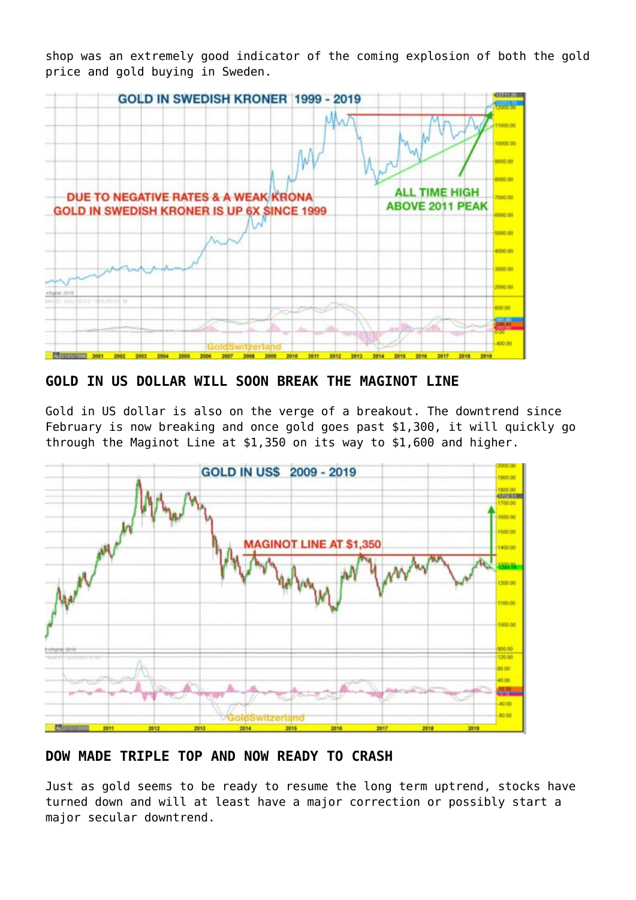shop was an extremely good indicator of the coming explosion of both the gold price and gold buying in Sweden.

## GOLD IN US DOLLAR WILL SOON BREAK THE MAGINOT LINE

Gold in US dollar is also on the verge of a breakout. The downtrend since February is now breaking and once gold goes past $1,300, it will quickly go through the Maginot Line at $1,350 on its way to $1,600 and higher.

## DOW MADE TRIPLE TOP AND NOW READY TO CRASH

Just as gold seems to be ready to resume the long term uptrend, stocks have turned down and will at least have a major correction or possibly start a major secular downtrend.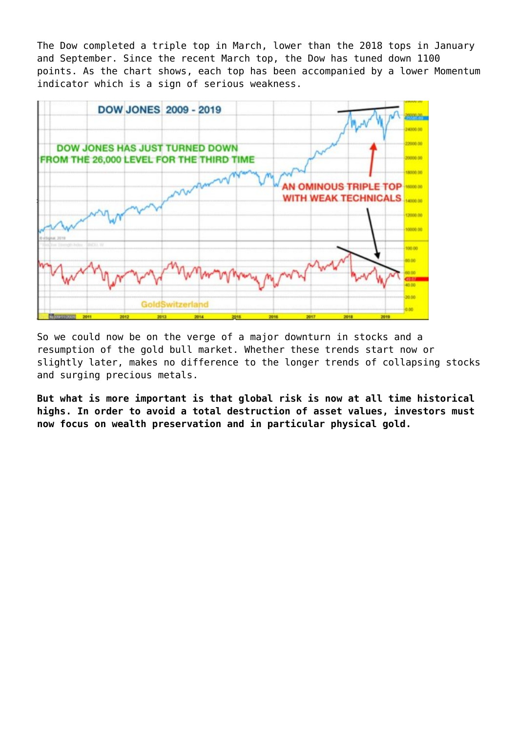The Dow completed a triple top in March, lower than the 2018 tops in January and September. Since the recent March top, the Dow has tuned down 1100 points. As the chart shows, each top has been accompanied by a lower Momentum indicator which is a sign of serious weakness.

DOW JONES 2009 - 2019

DOW JONES HAS JUST TURNED DOWN FROM THE 26,000 LEVEL FOR THE THIRD TIME

AN OMINOUS TRIPLE TOP WITH WEAK TECHNICALS

GoldSwitzerland

So we could now be on the verge of a major downturn in stocks and a resumption of the gold bull market. Whether these trends start now or slightly later, makes no difference to the longer trends of collapsing stocks and surging precious metals.

**But what is more important is that global risk is now at all time historical highs. In order to avoid a total destruction of asset values, investors must now focus on wealth preservation and in particular physical gold.**